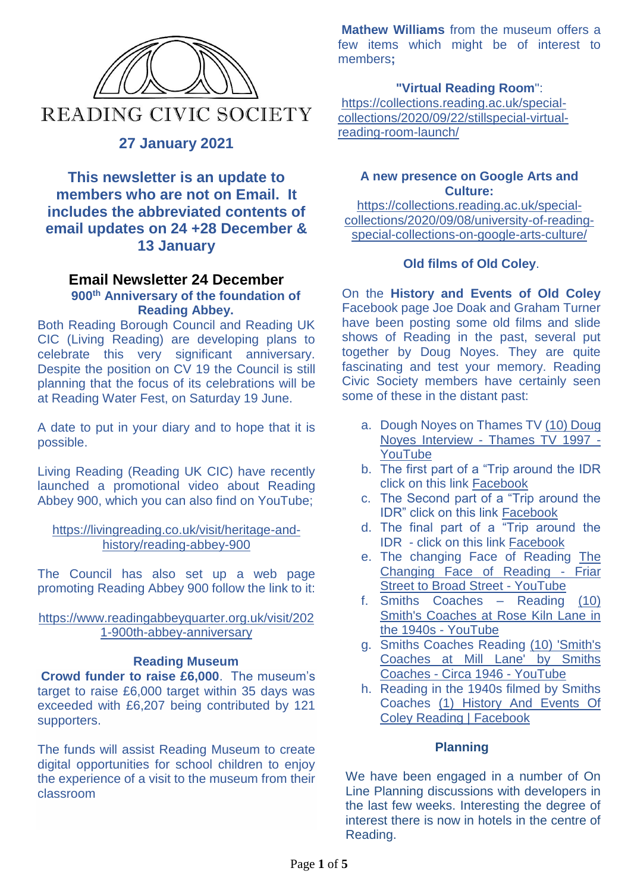# READING CIVIC SOCIETY

## 27 January 2021

## This newsletter is an update to members who are not on Email. It includes the abbreviated contents of email updates on 24 +28 December & 13 January

## Email Newsletter 24 December

### 900th Anniversary of the foundation of Reading Abbey.

Both Reading Borough Council and Reading UK CIC (Living Reading) are developing plans to celebrate this very significant anniversary. Despite the position on CV 19 the Council is still planning that the focus of its celebrations will be at Reading Water Fest, on Saturday 19 June.

A date to put in your diary and to hope that it is possible.

Living Reading (Reading UK CIC) have recently launched a promotional video about Reading Abbey 900, which you can also find on YouTube;

https://livingreading.co.uk/visit/heritage-and-history/reading-abbey-900

The Council has also set up a web page promoting Reading Abbey 900 follow the link to it:

https://www.readingabbeyquarter.org.uk/visit/2021-900th-abbey-anniversary

### Reading Museum

**Crowd funder to raise £6,000**. The museum's target to raise £6,000 target within 35 days was exceeded with £6,207 being contributed by 121 supporters.

The funds will assist Reading Museum to create digital opportunities for school children to enjoy the experience of a visit to the museum from their classroom

**Mathew Williams** from the museum offers a few items which might be of interest to members**;**

**"Virtual Reading Room"**:
https://collections.reading.ac.uk/special-collections/2020/09/22/stillspecial-virtual-reading-room-launch/

**A new presence on Google Arts and Culture:**
https://collections.reading.ac.uk/special-collections/2020/09/08/university-of-reading-special-collections-on-google-arts-culture/

### Old films of Old Coley.

On the **History and Events of Old Coley** Facebook page Joe Doak and Graham Turner have been posting some old films and slide shows of Reading in the past, several put together by Doug Noyes. They are quite fascinating and test your memory. Reading Civic Society members have certainly seen some of these in the distant past:

a. Dough Noyes on Thames TV (10) Doug Noyes Interview - Thames TV 1997 - YouTube
b. The first part of a "Trip around the IDR click on this link Facebook
c. The Second part of a "Trip around the IDR" click on this link Facebook
d. The final part of a "Trip around the IDR - click on this link Facebook
e. The changing Face of Reading The Changing Face of Reading - Friar Street to Broad Street - YouTube
f. Smiths Coaches – Reading (10) Smith's Coaches at Rose Kiln Lane in the 1940s - YouTube
g. Smiths Coaches Reading (10) 'Smith's Coaches at Mill Lane' by Smiths Coaches - Circa 1946 - YouTube
h. Reading in the 1940s filmed by Smiths Coaches (1) History And Events Of Coley Reading | Facebook

### Planning

We have been engaged in a number of On Line Planning discussions with developers in the last few weeks. Interesting the degree of interest there is now in hotels in the centre of Reading.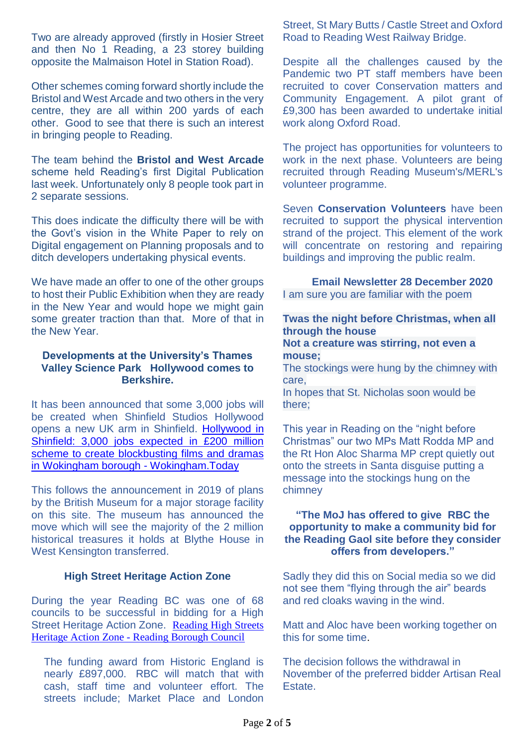Two are already approved (firstly in Hosier Street and then No 1 Reading, a 23 storey building opposite the Malmaison Hotel in Station Road).

Other schemes coming forward shortly include the Bristol and West Arcade and two others in the very centre, they are all within 200 yards of each other. Good to see that there is such an interest in bringing people to Reading.

The team behind the **Bristol and West Arcade** scheme held Reading's first Digital Publication last week. Unfortunately only 8 people took part in 2 separate sessions.

This does indicate the difficulty there will be with the Govt's vision in the White Paper to rely on Digital engagement on Planning proposals and to ditch developers undertaking physical events.

We have made an offer to one of the other groups to host their Public Exhibition when they are ready in the New Year and would hope we might gain some greater traction than that. More of that in the New Year.

### Developments at the University's Thames Valley Science Park Hollywood comes to Berkshire.

It has been announced that some 3,000 jobs will be created when Shinfield Studios Hollywood opens a new UK arm in Shinfield. Hollywood in Shinfield: 3,000 jobs expected in £200 million scheme to create blockbusting films and dramas in Wokingham borough - Wokingham.Today

This follows the announcement in 2019 of plans by the British Museum for a major storage facility on this site. The museum has announced the move which will see the majority of the 2 million historical treasures it holds at Blythe House in West Kensington transferred.

### High Street Heritage Action Zone

During the year Reading BC was one of 68 councils to be successful in bidding for a High Street Heritage Action Zone. Reading High Streets Heritage Action Zone - Reading Borough Council

The funding award from Historic England is nearly £897,000. RBC will match that with cash, staff time and volunteer effort. The streets include; Market Place and London Street, St Mary Butts / Castle Street and Oxford Road to Reading West Railway Bridge.

Despite all the challenges caused by the Pandemic two PT staff members have been recruited to cover Conservation matters and Community Engagement. A pilot grant of £9,300 has been awarded to undertake initial work along Oxford Road.

The project has opportunities for volunteers to work in the next phase. Volunteers are being recruited through Reading Museum's/MERL's volunteer programme.

Seven **Conservation Volunteers** have been recruited to support the physical intervention strand of the project. This element of the work will concentrate on restoring and repairing buildings and improving the public realm.

### Email Newsletter 28 December 2020

I am sure you are familiar with the poem

**Twas the night before Christmas, when all through the house**
**Not a creature was stirring, not even a mouse;**
The stockings were hung by the chimney with care,
In hopes that St. Nicholas soon would be there;

This year in Reading on the "night before Christmas" our two MPs Matt Rodda MP and the Rt Hon Aloc Sharma MP crept quietly out onto the streets in Santa disguise putting a message into the stockings hung on the chimney

**"The MoJ has offered to give RBC the opportunity to make a community bid for the Reading Gaol site before they consider offers from developers."**

Sadly they did this on Social media so we did not see them "flying through the air" beards and red cloaks waving in the wind.

Matt and Aloc have been working together on this for some time.

The decision follows the withdrawal in November of the preferred bidder Artisan Real Estate.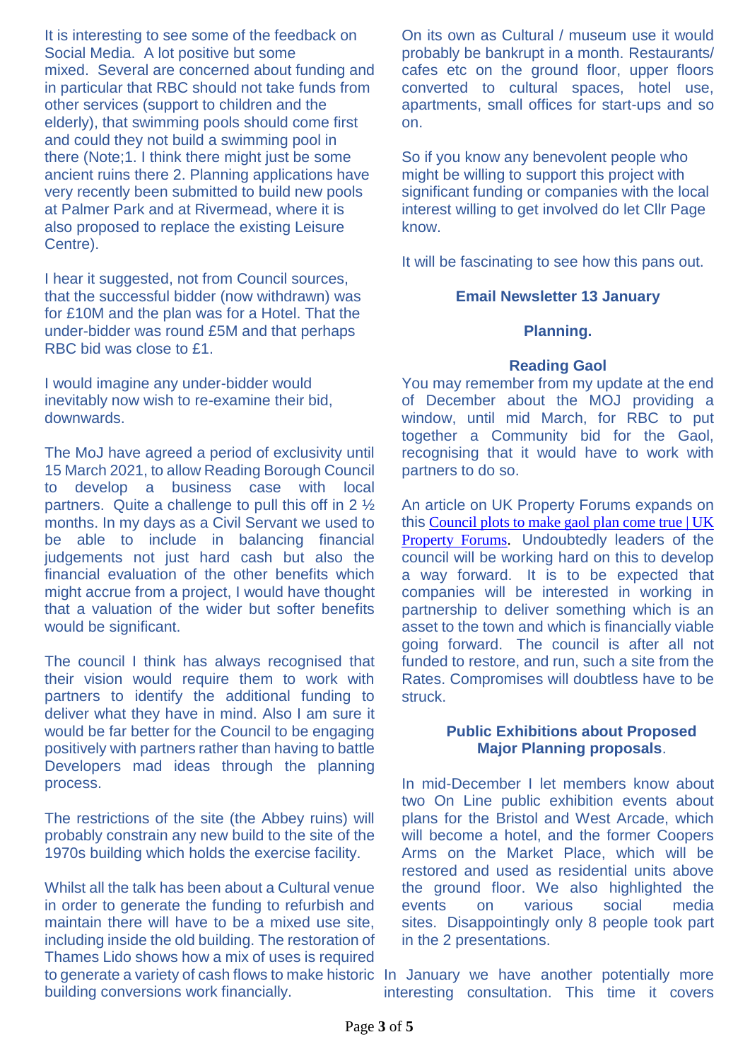It is interesting to see some of the feedback on Social Media. A lot positive but some mixed. Several are concerned about funding and in particular that RBC should not take funds from other services (support to children and the elderly), that swimming pools should come first and could they not build a swimming pool in there (Note;1. I think there might just be some ancient ruins there 2. Planning applications have very recently been submitted to build new pools at Palmer Park and at Rivermead, where it is also proposed to replace the existing Leisure Centre).

I hear it suggested, not from Council sources, that the successful bidder (now withdrawn) was for £10M and the plan was for a Hotel. That the under-bidder was round £5M and that perhaps RBC bid was close to £1.

I would imagine any under-bidder would inevitably now wish to re-examine their bid, downwards.

The MoJ have agreed a period of exclusivity until 15 March 2021, to allow Reading Borough Council to develop a business case with local partners. Quite a challenge to pull this off in 2 ½ months. In my days as a Civil Servant we used to be able to include in balancing financial judgements not just hard cash but also the financial evaluation of the other benefits which might accrue from a project, I would have thought that a valuation of the wider but softer benefits would be significant.

The council I think has always recognised that their vision would require them to work with partners to identify the additional funding to deliver what they have in mind. Also I am sure it would be far better for the Council to be engaging positively with partners rather than having to battle Developers mad ideas through the planning process.

The restrictions of the site (the Abbey ruins) will probably constrain any new build to the site of the 1970s building which holds the exercise facility.

Whilst all the talk has been about a Cultural venue in order to generate the funding to refurbish and maintain there will have to be a mixed use site, including inside the old building. The restoration of Thames Lido shows how a mix of uses is required to generate a variety of cash flows to make historic building conversions work financially.

On its own as Cultural / museum use it would probably be bankrupt in a month. Restaurants/ cafes etc on the ground floor, upper floors converted to cultural spaces, hotel use, apartments, small offices for start-ups and so on.

So if you know any benevolent people who might be willing to support this project with significant funding or companies with the local interest willing to get involved do let Cllr Page know.

It will be fascinating to see how this pans out.

## Email Newsletter 13 January

### Planning.

### Reading Gaol

You may remember from my update at the end of December about the MOJ providing a window, until mid March, for RBC to put together a Community bid for the Gaol, recognising that it would have to work with partners to do so.

An article on UK Property Forums expands on this Council plots to make gaol plan come true | UK Property Forums. Undoubtedly leaders of the council will be working hard on this to develop a way forward. It is to be expected that companies will be interested in working in partnership to deliver something which is an asset to the town and which is financially viable going forward. The council is after all not funded to restore, and run, such a site from the Rates. Compromises will doubtless have to be struck.

### Public Exhibitions about Proposed Major Planning proposals.

In mid-December I let members know about two On Line public exhibition events about plans for the Bristol and West Arcade, which will become a hotel, and the former Coopers Arms on the Market Place, which will be restored and used as residential units above the ground floor. We also highlighted the events on various social media sites. Disappointingly only 8 people took part in the 2 presentations.

In January we have another potentially more interesting consultation. This time it covers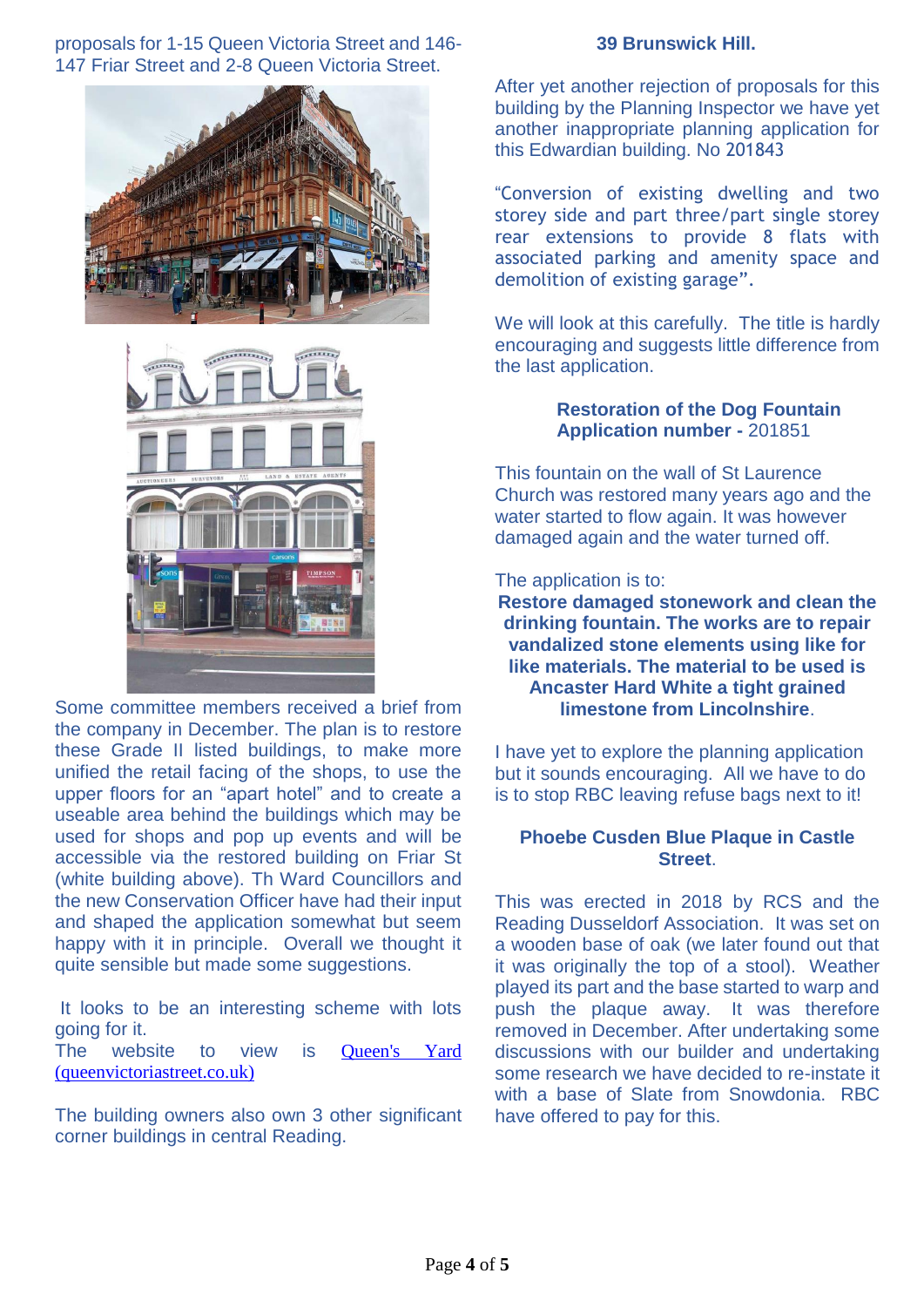proposals for 1-15 Queen Victoria Street and 146-147 Friar Street and 2-8 Queen Victoria Street.

Some committee members received a brief from the company in December. The plan is to restore these Grade II listed buildings, to make more unified the retail facing of the shops, to use the upper floors for an "apart hotel" and to create a useable area behind the buildings which may be used for shops and pop up events and will be accessible via the restored building on Friar St (white building above). Th Ward Councillors and the new Conservation Officer have had their input and shaped the application somewhat but seem happy with it in principle. Overall we thought it quite sensible but made some suggestions.

It looks to be an interesting scheme with lots going for it.
The website to view is [Queen's Yard (queenvictoriastreet.co.uk)](queenvictoriastreet.co.uk)

The building owners also own 3 other significant corner buildings in central Reading.

### 39 Brunswick Hill.

After yet another rejection of proposals for this building by the Planning Inspector we have yet another inappropriate planning application for this Edwardian building. No 201843

"Conversion of existing dwelling and two storey side and part three/part single storey rear extensions to provide 8 flats with associated parking and amenity space and demolition of existing garage".

We will look at this carefully. The title is hardly encouraging and suggests little difference from the last application.

### Restoration of the Dog Fountain
**Application number -** 201851

This fountain on the wall of St Laurence Church was restored many years ago and the water started to flow again. It was however damaged again and the water turned off.

The application is to:
**Restore damaged stonework and clean the drinking fountain. The works are to repair vandalized stone elements using like for like materials. The material to be used is Ancaster Hard White a tight grained limestone from Lincolnshire**.

I have yet to explore the planning application but it sounds encouraging. All we have to do is to stop RBC leaving refuse bags next to it!

### Phoebe Cusden Blue Plaque in Castle Street.

This was erected in 2018 by RCS and the Reading Dusseldorf Association. It was set on a wooden base of oak (we later found out that it was originally the top of a stool). Weather played its part and the base started to warp and push the plaque away. It was therefore removed in December. After undertaking some discussions with our builder and undertaking some research we have decided to re-instate it with a base of Slate from Snowdonia. RBC have offered to pay for this.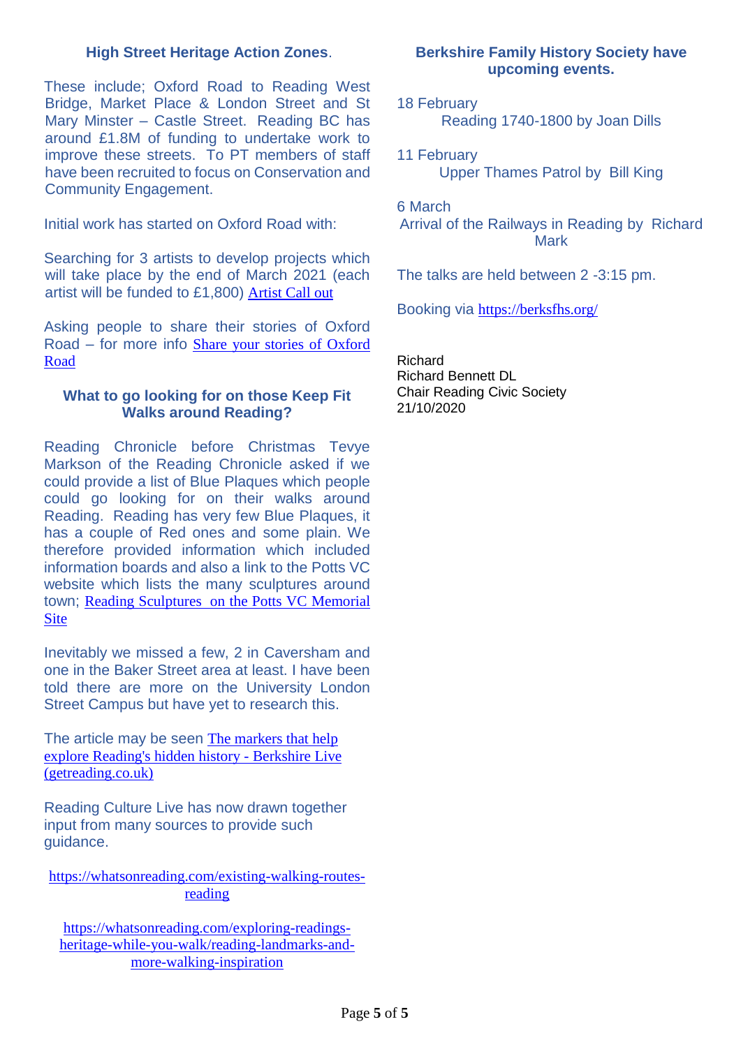## High Street Heritage Action Zones.

These include; Oxford Road to Reading West Bridge, Market Place & London Street and St Mary Minster – Castle Street. Reading BC has around £1.8M of funding to undertake work to improve these streets. To PT members of staff have been recruited to focus on Conservation and Community Engagement.

Initial work has started on Oxford Road with:

Searching for 3 artists to develop projects which will take place by the end of March 2021 (each artist will be funded to £1,800) Artist Call out

Asking people to share their stories of Oxford Road – for more info Share your stories of Oxford Road

## What to go looking for on those Keep Fit Walks around Reading?

Reading Chronicle before Christmas Tevye Markson of the Reading Chronicle asked if we could provide a list of Blue Plaques which people could go looking for on their walks around Reading. Reading has very few Blue Plaques, it has a couple of Red ones and some plain. We therefore provided information which included information boards and also a link to the Potts VC website which lists the many sculptures around town; Reading Sculptures on the Potts VC Memorial Site

Inevitably we missed a few, 2 in Caversham and one in the Baker Street area at least. I have been told there are more on the University London Street Campus but have yet to research this.

The article may be seen The markers that help explore Reading's hidden history - Berkshire Live (getreading.co.uk)

Reading Culture Live has now drawn together input from many sources to provide such guidance.

https://whatsonreading.com/existing-walking-routes-reading

https://whatsonreading.com/exploring-readings-heritage-while-you-walk/reading-landmarks-and-more-walking-inspiration

## Berkshire Family History Society have upcoming events.

18 February
Reading 1740-1800 by Joan Dills

11 February
Upper Thames Patrol by Bill King

6 March
Arrival of the Railways in Reading by Richard Mark

The talks are held between 2 -3:15 pm.

Booking via https://berksfhs.org/

Richard
Richard Bennett DL
Chair Reading Civic Society
21/10/2020